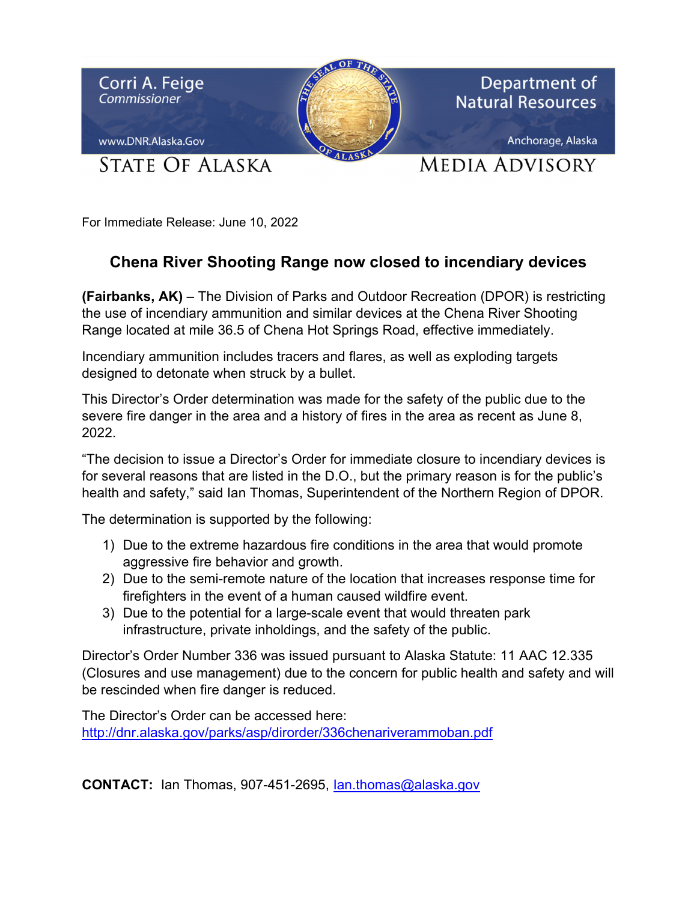Corri A. Feige
*Commissioner*

www.DNR.Alaska.Gov

Department of Natural Resources

Anchorage, Alaska

STATE OF ALASKA

MEDIA ADVISORY

For Immediate Release: June 10, 2022

## Chena River Shooting Range now closed to incendiary devices

**(Fairbanks, AK)** – The Division of Parks and Outdoor Recreation (DPOR) is restricting the use of incendiary ammunition and similar devices at the Chena River Shooting Range located at mile 36.5 of Chena Hot Springs Road, effective immediately.

Incendiary ammunition includes tracers and flares, as well as exploding targets designed to detonate when struck by a bullet.

This Director's Order determination was made for the safety of the public due to the severe fire danger in the area and a history of fires in the area as recent as June 8, 2022.

"The decision to issue a Director's Order for immediate closure to incendiary devices is for several reasons that are listed in the D.O., but the primary reason is for the public's health and safety," said Ian Thomas, Superintendent of the Northern Region of DPOR.

The determination is supported by the following:

1) Due to the extreme hazardous fire conditions in the area that would promote aggressive fire behavior and growth.
2) Due to the semi-remote nature of the location that increases response time for firefighters in the event of a human caused wildfire event.
3) Due to the potential for a large-scale event that would threaten park infrastructure, private inholdings, and the safety of the public.

Director's Order Number 336 was issued pursuant to Alaska Statute: 11 AAC 12.335 (Closures and use management) due to the concern for public health and safety and will be rescinded when fire danger is reduced.

The Director's Order can be accessed here:
http://dnr.alaska.gov/parks/asp/dirorder/336chenariverammoban.pdf

**CONTACT:** Ian Thomas, 907-451-2695, Ian.thomas@alaska.gov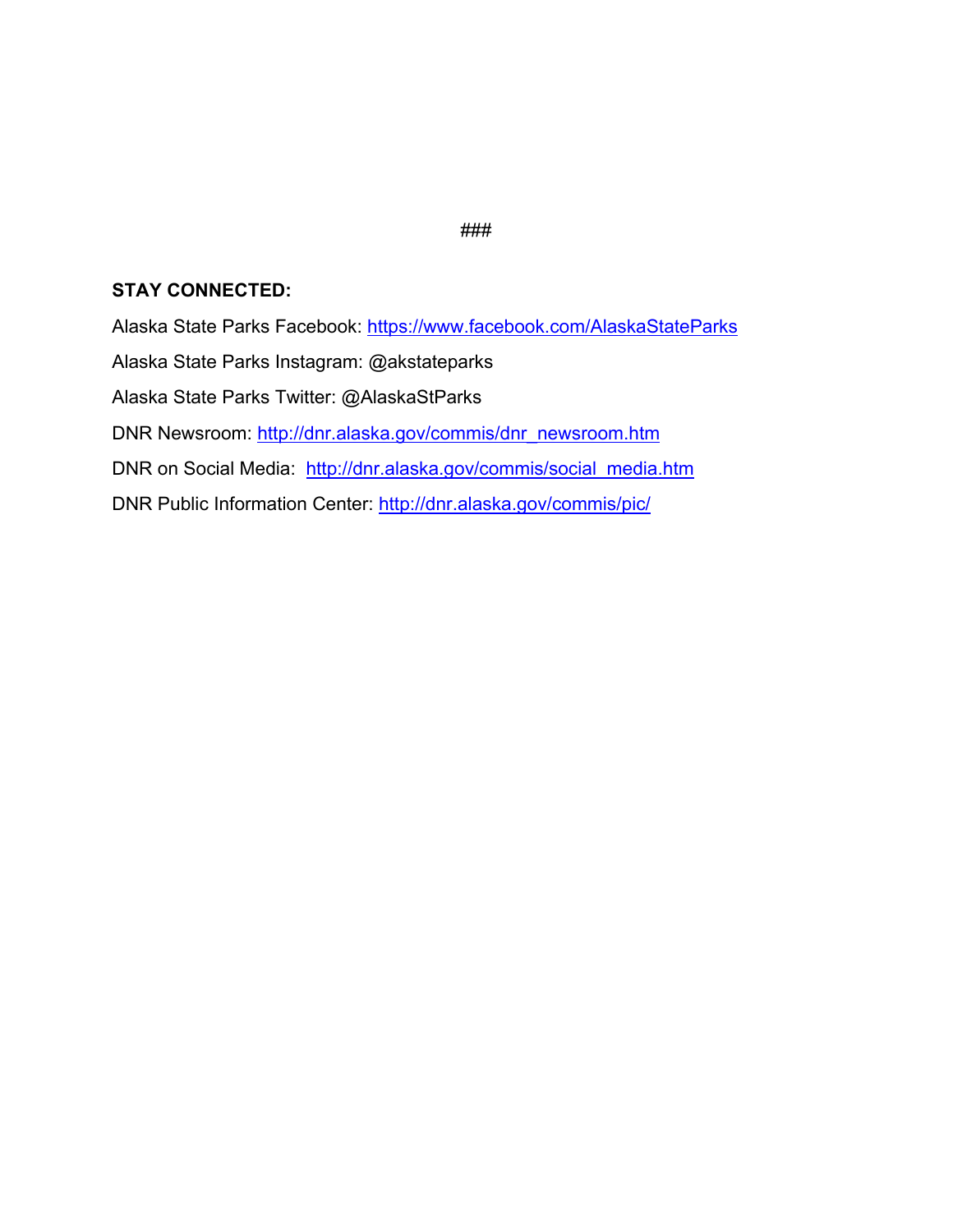###

**STAY CONNECTED:**

Alaska State Parks Facebook: https://www.facebook.com/AlaskaStateParks

Alaska State Parks Instagram: @akstateparks

Alaska State Parks Twitter: @AlaskaStParks

DNR Newsroom: http://dnr.alaska.gov/commis/dnr_newsroom.htm

DNR on Social Media: http://dnr.alaska.gov/commis/social_media.htm

DNR Public Information Center: http://dnr.alaska.gov/commis/pic/